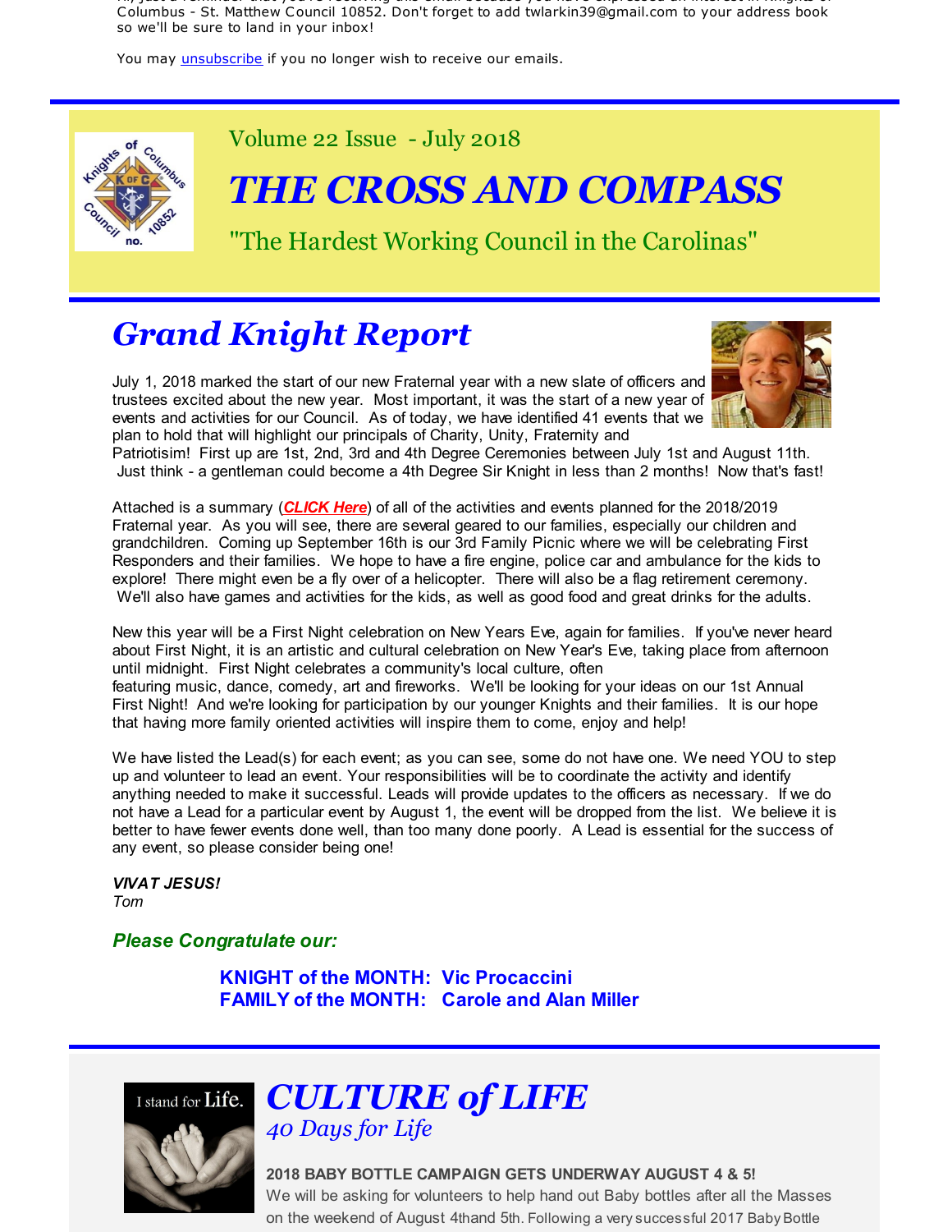Columbus - St. Matthew Council 10852. Don't forget to add twlarkin39@gmail.com to your address book so we'll be sure to land in your inbox!

You may unsubscribe if you no longer wish to receive our emails.

Volume 22 Issue - July 2018

# *THE CROSS AND COMPASS*

"The Hardest Working Council in the Carolinas"

## *Grand Knight Report*

July 1, 2018 marked the start of our new Fraternal year with a new slate of officers and trustees excited about the new year. Most important, it was the start of a new year of events and activities for our Council. As of today, we have identified 41 events that we plan to hold that will highlight our principals of Charity, Unity, Fraternity and Patriotisim! First up are 1st, 2nd, 3rd and 4th Degree Ceremonies between July 1st and August 11th. Just think - a gentleman could become a 4th Degree Sir Knight in less than 2 months! Now that's fast!

Attached is a summary (***CLICK Here***) of all of the activities and events planned for the 2018/2019 Fraternal year. As you will see, there are several geared to our families, especially our children and grandchildren. Coming up September 16th is our 3rd Family Picnic where we will be celebrating First Responders and their families. We hope to have a fire engine, police car and ambulance for the kids to explore! There might even be a fly over of a helicopter. There will also be a flag retirement ceremony. We'll also have games and activities for the kids, as well as good food and great drinks for the adults.

New this year will be a First Night celebration on New Years Eve, again for families. If you've never heard about First Night, it is an artistic and cultural celebration on New Year's Eve, taking place from afternoon until midnight. First Night celebrates a community's local culture, often featuring music, dance, comedy, art and fireworks. We'll be looking for your ideas on our 1st Annual First Night! And we're looking for participation by our younger Knights and their families. It is our hope that having more family oriented activities will inspire them to come, enjoy and help!

We have listed the Lead(s) for each event; as you can see, some do not have one. We need YOU to step up and volunteer to lead an event. Your responsibilities will be to coordinate the activity and identify anything needed to make it successful. Leads will provide updates to the officers as necessary. If we do not have a Lead for a particular event by August 1, the event will be dropped from the list. We believe it is better to have fewer events done well, than too many done poorly. A Lead is essential for the success of any event, so please consider being one!

***VIVAT JESUS!***
*Tom*

### *Please Congratulate our:*

**KNIGHT of the MONTH: Vic Procaccini**
**FAMILY of the MONTH: Carole and Alan Miller**

## *CULTURE of LIFE*

*40 Days for Life*

**2018 BABY BOTTLE CAMPAIGN GETS UNDERWAY AUGUST 4 & 5!**

We will be asking for volunteers to help hand out Baby bottles after all the Masses on the weekend of August 4thand 5th. Following a very successful 2017 Baby Bottle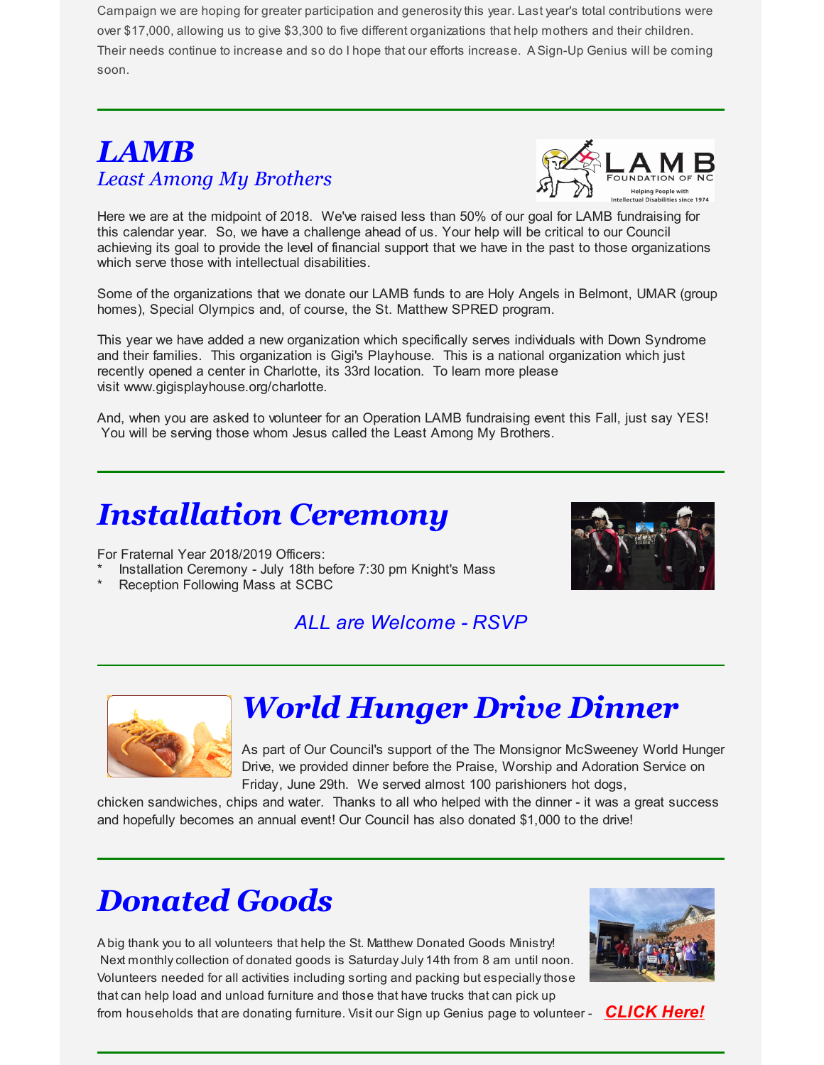Campaign we are hoping for greater participation and generosity this year. Last year's total contributions were over $17,000, allowing us to give $3,300 to five different organizations that help mothers and their children. Their needs continue to increase and so do I hope that our efforts increase. A Sign-Up Genius will be coming soon.

## *LAMB*
### *Least Among My Brothers*

Here we are at the midpoint of 2018. We've raised less than 50% of our goal for LAMB fundraising for this calendar year. So, we have a challenge ahead of us. Your help will be critical to our Council achieving its goal to provide the level of financial support that we have in the past to those organizations which serve those with intellectual disabilities.

Some of the organizations that we donate our LAMB funds to are Holy Angels in Belmont, UMAR (group homes), Special Olympics and, of course, the St. Matthew SPRED program.

This year we have added a new organization which specifically serves individuals with Down Syndrome and their families. This organization is Gigi's Playhouse. This is a national organization which just recently opened a center in Charlotte, its 33rd location. To learn more please visit www.gigisplayhouse.org/charlotte.

And, when you are asked to volunteer for an Operation LAMB fundraising event this Fall, just say YES! You will be serving those whom Jesus called the Least Among My Brothers.

## *Installation Ceremony*

For Fraternal Year 2018/2019 Officers:

* Installation Ceremony - July 18th before 7:30 pm Knight's Mass
* Reception Following Mass at SCBC

*ALL are Welcome - RSVP*

## *World Hunger Drive Dinner*

As part of Our Council's support of the The Monsignor McSweeney World Hunger Drive, we provided dinner before the Praise, Worship and Adoration Service on Friday, June 29th. We served almost 100 parishioners hot dogs, chicken sandwiches, chips and water. Thanks to all who helped with the dinner - it was a great success and hopefully becomes an annual event! Our Council has also donated $1,000 to the drive!

## *Donated Goods*

A big thank you to all volunteers that help the St. Matthew Donated Goods Ministry! Next monthly collection of donated goods is Saturday July 14th from 8 am until noon. Volunteers needed for all activities including sorting and packing but especially those that can help load and unload furniture and those that have trucks that can pick up from households that are donating furniture. Visit our Sign up Genius page to volunteer - ***CLICK Here!***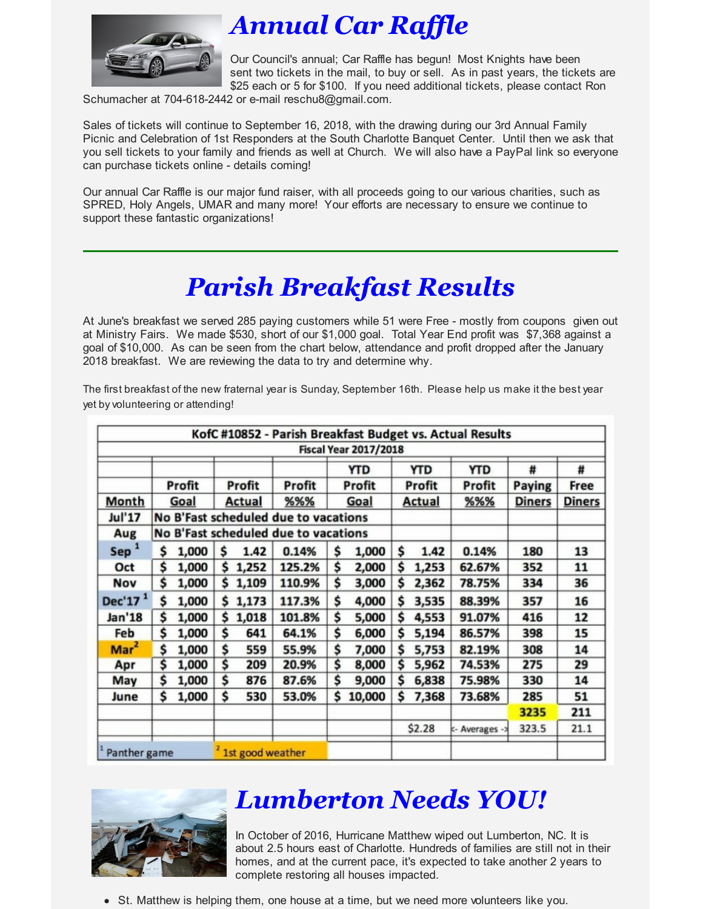# Annual Car Raffle

Our Council's annual; Car Raffle has begun! Most Knights have been sent two tickets in the mail, to buy or sell. As in past years, the tickets are $25 each or 5 for $100. If you need additional tickets, please contact Ron Schumacher at 704-618-2442 or e-mail reschu8@gmail.com.

Sales of tickets will continue to September 16, 2018, with the drawing during our 3rd Annual Family Picnic and Celebration of 1st Responders at the South Charlotte Banquet Center. Until then we ask that you sell tickets to your family and friends as well at Church. We will also have a PayPal link so everyone can purchase tickets online - details coming!

Our annual Car Raffle is our major fund raiser, with all proceeds going to our various charities, such as SPRED, Holy Angels, UMAR and many more! Your efforts are necessary to ensure we continue to support these fantastic organizations!

---

# Parish Breakfast Results

At June's breakfast we served 285 paying customers while 51 were Free - mostly from coupons given out at Ministry Fairs. We made $530, short of our $1,000 goal. Total Year End profit was $7,368 against a goal of $10,000. As can be seen from the chart below, attendance and profit dropped after the January 2018 breakfast. We are reviewing the data to try and determine why.

The first breakfast of the new fraternal year is Sunday, September 16th. Please help us make it the best year yet by volunteering or attending!

**KofC #10852 - Parish Breakfast Budget vs. Actual Results**
**Fiscal Year 2017/2018**

| Month | Profit Goal | Profit Actual | Profit %%% | YTD Profit Goal | YTD Profit Actual | YTD Profit %%% | # Paying Diners | # Free Diners |
|---|---|---|---|---|---|---|---|---|
| Jul'17 | No B'Fast scheduled due to vacations | | | | | | | |
| Aug | No B'Fast scheduled due to vacations | | | | | | | |
| Sep [1] | $ 1,000 | $ 1.42 | 0.14% | $ 1,000 | $ 1.42 | 0.14% | 180 | 13 |
| Oct | $ 1,000 | $ 1,252 | 125.2% | $ 2,000 | $ 1,253 | 62.67% | 352 | 11 |
| Nov | $ 1,000 | $ 1,109 | 110.9% | $ 3,000 | $ 2,362 | 78.75% | 334 | 36 |
| Dec'17 [1] | $ 1,000 | $ 1,173 | 117.3% | $ 4,000 | $ 3,535 | 88.39% | 357 | 16 |
| Jan'18 | $ 1,000 | $ 1,018 | 101.8% | $ 5,000 | $ 4,553 | 91.07% | 416 | 12 |
| Feb | $ 1,000 | $ 641 | 64.1% | $ 6,000 | $ 5,194 | 86.57% | 398 | 15 |
| Mar [2] | $ 1,000 | $ 559 | 55.9% | $ 7,000 | $ 5,753 | 82.19% | 308 | 14 |
| Apr | $ 1,000 | $ 209 | 20.9% | $ 8,000 | $ 5,962 | 74.53% | 275 | 29 |
| May | $ 1,000 | $ 876 | 87.6% | $ 9,000 | $ 6,838 | 75.98% | 330 | 14 |
| June | $ 1,000 | $ 530 | 53.0% | $ 10,000 | $ 7,368 | 73.68% | 285 | 51 |
| | | | | | | | 3235 | 211 |
| | | | | | $2.28 | <- Averages -> | 323.5 | 21.1 |
| [1] Panther game | | [2] 1st good weather | | | | | | |

# Lumberton Needs YOU!

In October of 2016, Hurricane Matthew wiped out Lumberton, NC. It is about 2.5 hours east of Charlotte. Hundreds of families are still not in their homes, and at the current pace, it's expected to take another 2 years to complete restoring all houses impacted.

- St. Matthew is helping them, one house at a time, but we need more volunteers like you.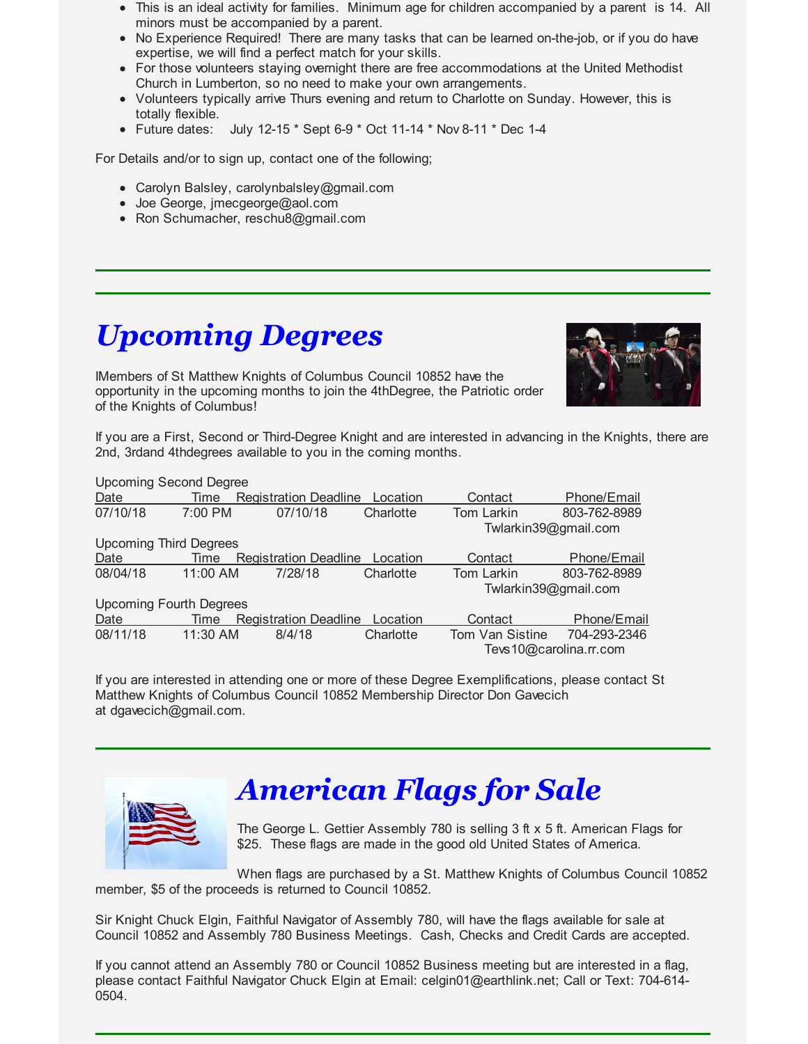- This is an ideal activity for families. Minimum age for children accompanied by a parent is 14. All minors must be accompanied by a parent.
- No Experience Required! There are many tasks that can be learned on-the-job, or if you do have expertise, we will find a perfect match for your skills.
- For those volunteers staying overnight there are free accommodations at the United Methodist Church in Lumberton, so no need to make your own arrangements.
- Volunteers typically arrive Thurs evening and return to Charlotte on Sunday. However, this is totally flexible.
- Future dates: July 12-15 * Sept 6-9 * Oct 11-14 * Nov 8-11 * Dec 1-4

For Details and/or to sign up, contact one of the following;

- Carolyn Balsley, carolynbalsley@gmail.com
- Joe George, jmecgeorge@aol.com
- Ron Schumacher, reschu8@gmail.com

# *Upcoming Degrees*

lMembers of St Matthew Knights of Columbus Council 10852 have the opportunity in the upcoming months to join the 4thDegree, the Patriotic order of the Knights of Columbus!

If you are a First, Second or Third-Degree Knight and are interested in advancing in the Knights, there are 2nd, 3rdand 4thdegrees available to you in the coming months.

Upcoming Second Degree

| Date | Time | Registration Deadline | Location | Contact | Phone/Email |
|---|---|---|---|---|---|
| 07/10/18 | 7:00 PM | 07/10/18 | Charlotte | Tom Larkin | 803-762-8989 Twlarkin39@gmail.com |

Upcoming Third Degrees

| Date | Time | Registration Deadline | Location | Contact | Phone/Email |
|---|---|---|---|---|---|
| 08/04/18 | 11:00 AM | 7/28/18 | Charlotte | Tom Larkin | 803-762-8989 Twlarkin39@gmail.com |

Upcoming Fourth Degrees

| Date | Time | Registration Deadline | Location | Contact | Phone/Email |
|---|---|---|---|---|---|
| 08/11/18 | 11:30 AM | 8/4/18 | Charlotte | Tom Van Sistine | 704-293-2346 Tevs10@carolina.rr.com |

If you are interested in attending one or more of these Degree Exemplifications, please contact St Matthew Knights of Columbus Council 10852 Membership Director Don Gavecich at dgavecich@gmail.com.

# *American Flags for Sale*

The George L. Gettier Assembly 780 is selling 3 ft x 5 ft. American Flags for $25. These flags are made in the good old United States of America.

When flags are purchased by a St. Matthew Knights of Columbus Council 10852 member, $5 of the proceeds is returned to Council 10852.

Sir Knight Chuck Elgin, Faithful Navigator of Assembly 780, will have the flags available for sale at Council 10852 and Assembly 780 Business Meetings. Cash, Checks and Credit Cards are accepted.

If you cannot attend an Assembly 780 or Council 10852 Business meeting but are interested in a flag, please contact Faithful Navigator Chuck Elgin at Email: celgin01@earthlink.net; Call or Text: 704-614-0504.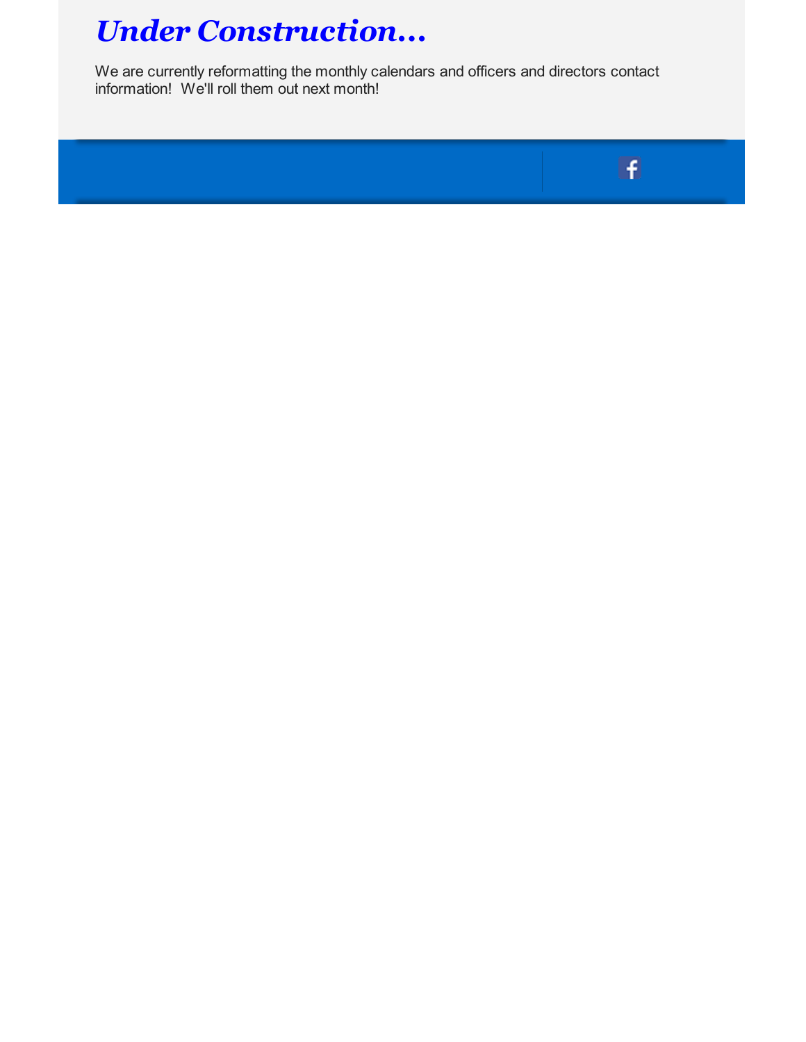## *Under Construction...*

We are currently reformatting the monthly calendars and officers and directors contact information!  We'll roll them out next month!